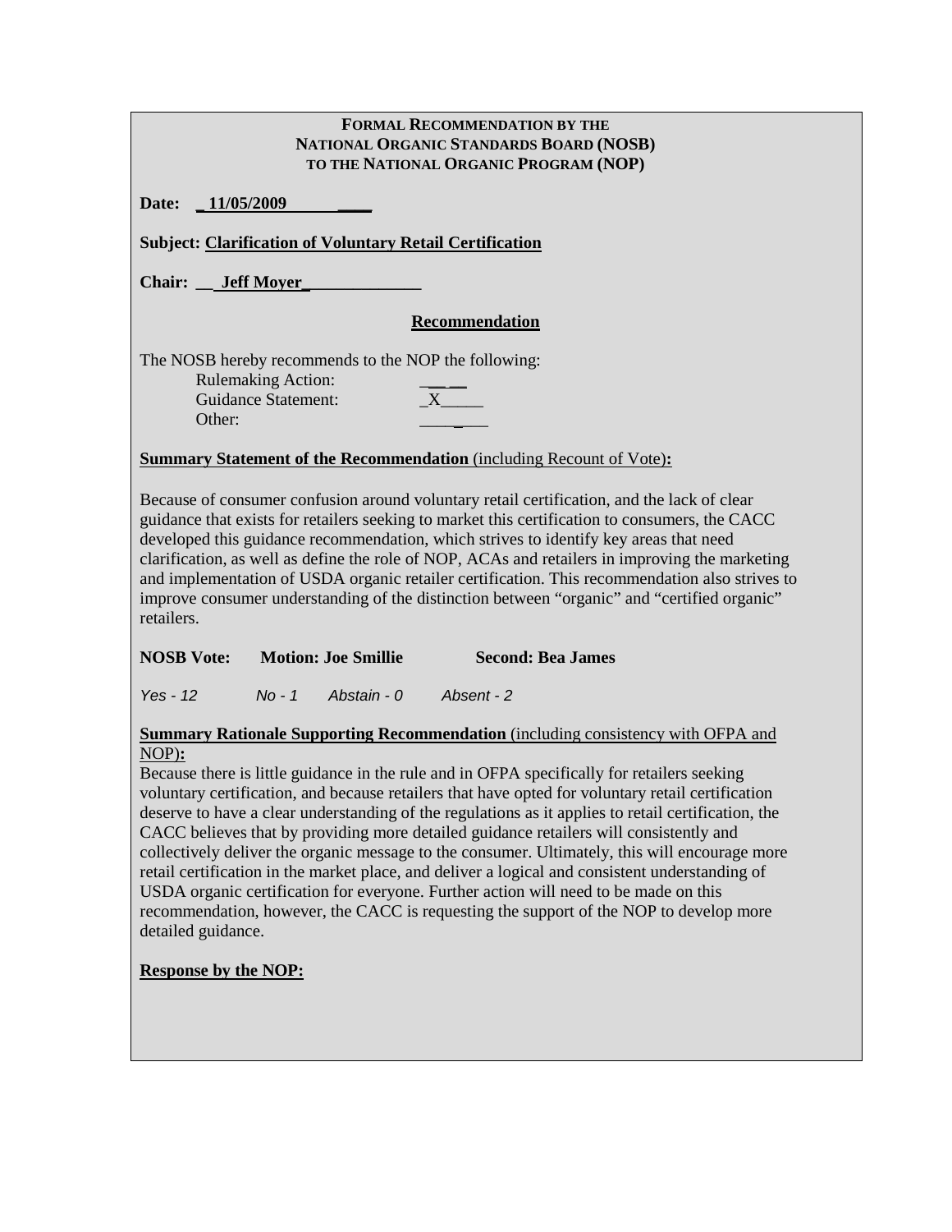**FORMAL RECOMMENDATION BY THE**
**NATIONAL ORGANIC STANDARDS BOARD (NOSB)**
**TO THE NATIONAL ORGANIC PROGRAM (NOP)**

**Date:** 11/05/2009

**Subject:** **Clarification of Voluntary Retail Certification**

**Chair:** **Jeff Moyer**

## Recommendation

The NOSB hereby recommends to the NOP the following:

- Rulemaking Action: ____
- Guidance Statement: _X_____
- Other: ____

**Summary Statement of the Recommendation** (including Recount of Vote)**:**

Because of consumer confusion around voluntary retail certification, and the lack of clear guidance that exists for retailers seeking to market this certification to consumers, the CACC developed this guidance recommendation, which strives to identify key areas that need clarification, as well as define the role of NOP, ACAs and retailers in improving the marketing and implementation of USDA organic retailer certification. This recommendation also strives to improve consumer understanding of the distinction between "organic" and "certified organic" retailers.

**NOSB Vote:** **Motion: Joe Smillie** **Second: Bea James**

*Yes - 12* *No - 1* *Abstain - 0* *Absent - 2*

**Summary Rationale Supporting Recommendation** (including consistency with OFPA and NOP)**:**

Because there is little guidance in the rule and in OFPA specifically for retailers seeking voluntary certification, and because retailers that have opted for voluntary retail certification deserve to have a clear understanding of the regulations as it applies to retail certification, the CACC believes that by providing more detailed guidance retailers will consistently and collectively deliver the organic message to the consumer. Ultimately, this will encourage more retail certification in the market place, and deliver a logical and consistent understanding of USDA organic certification for everyone. Further action will need to be made on this recommendation, however, the CACC is requesting the support of the NOP to develop more detailed guidance.

**Response by the NOP:**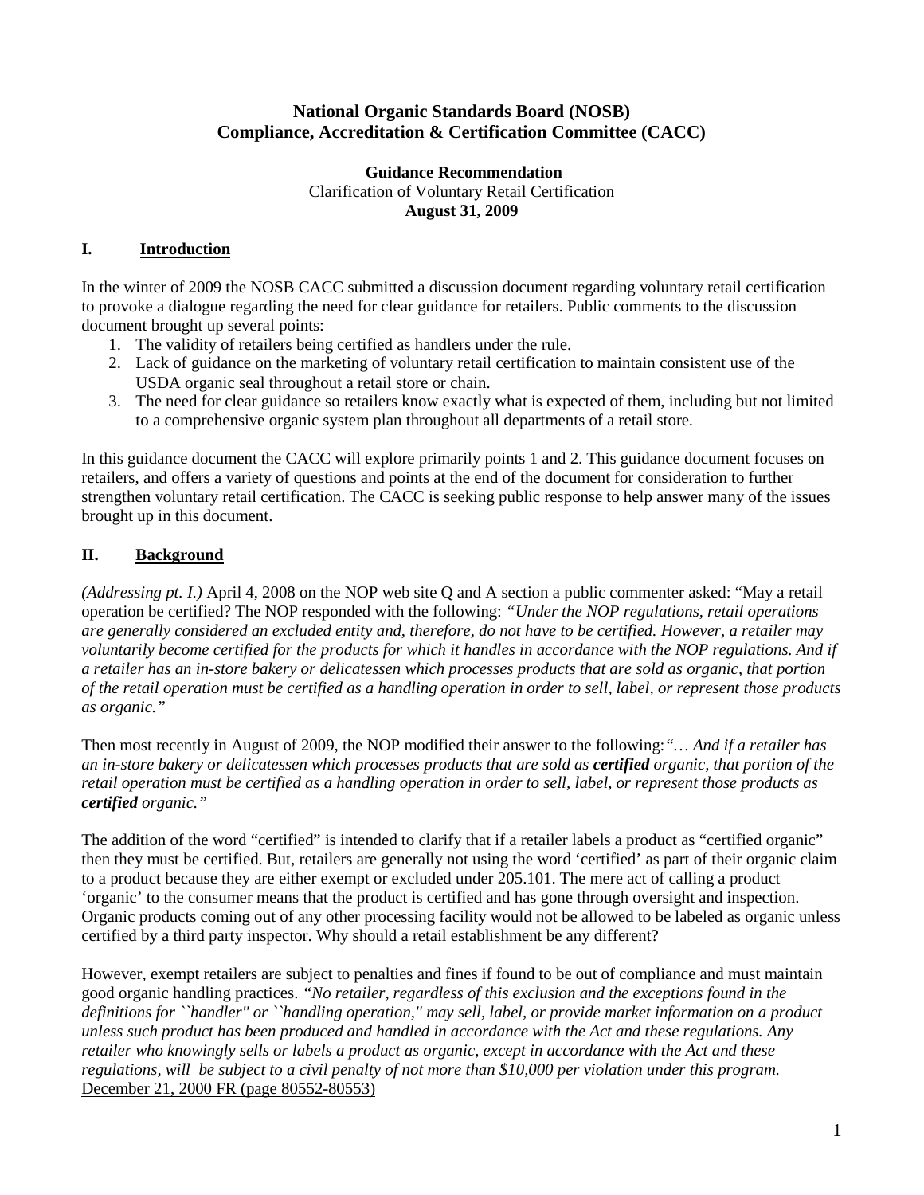**National Organic Standards Board (NOSB)**
**Compliance, Accreditation & Certification Committee (CACC)**

**Guidance Recommendation**
Clarification of Voluntary Retail Certification
**August 31, 2009**

## I. Introduction

In the winter of 2009 the NOSB CACC submitted a discussion document regarding voluntary retail certification to provoke a dialogue regarding the need for clear guidance for retailers. Public comments to the discussion document brought up several points:

1. The validity of retailers being certified as handlers under the rule.
2. Lack of guidance on the marketing of voluntary retail certification to maintain consistent use of the USDA organic seal throughout a retail store or chain.
3. The need for clear guidance so retailers know exactly what is expected of them, including but not limited to a comprehensive organic system plan throughout all departments of a retail store.

In this guidance document the CACC will explore primarily points 1 and 2. This guidance document focuses on retailers, and offers a variety of questions and points at the end of the document for consideration to further strengthen voluntary retail certification. The CACC is seeking public response to help answer many of the issues brought up in this document.

## II. Background

*(Addressing pt. I.)* April 4, 2008 on the NOP web site Q and A section a public commenter asked: "May a retail operation be certified? The NOP responded with the following: *"Under the NOP regulations, retail operations are generally considered an excluded entity and, therefore, do not have to be certified. However, a retailer may voluntarily become certified for the products for which it handles in accordance with the NOP regulations. And if a retailer has an in-store bakery or delicatessen which processes products that are sold as organic, that portion of the retail operation must be certified as a handling operation in order to sell, label, or represent those products as organic."*

Then most recently in August of 2009, the NOP modified their answer to the following:*"… And if a retailer has an in-store bakery or delicatessen which processes products that are sold as **certified** organic, that portion of the retail operation must be certified as a handling operation in order to sell, label, or represent those products as **certified** organic."*

The addition of the word "certified" is intended to clarify that if a retailer labels a product as "certified organic" then they must be certified. But, retailers are generally not using the word 'certified' as part of their organic claim to a product because they are either exempt or excluded under 205.101. The mere act of calling a product 'organic' to the consumer means that the product is certified and has gone through oversight and inspection. Organic products coming out of any other processing facility would not be allowed to be labeled as organic unless certified by a third party inspector. Why should a retail establishment be any different?

However, exempt retailers are subject to penalties and fines if found to be out of compliance and must maintain good organic handling practices. *"No retailer, regardless of this exclusion and the exceptions found in the definitions for ``handler'' or ``handling operation,'' may sell, label, or provide market information on a product unless such product has been produced and handled in accordance with the Act and these regulations. Any retailer who knowingly sells or labels a product as organic, except in accordance with the Act and these regulations, will be subject to a civil penalty of not more than $10,000 per violation under this program.* <u>December 21, 2000 FR (page 80552-80553)</u>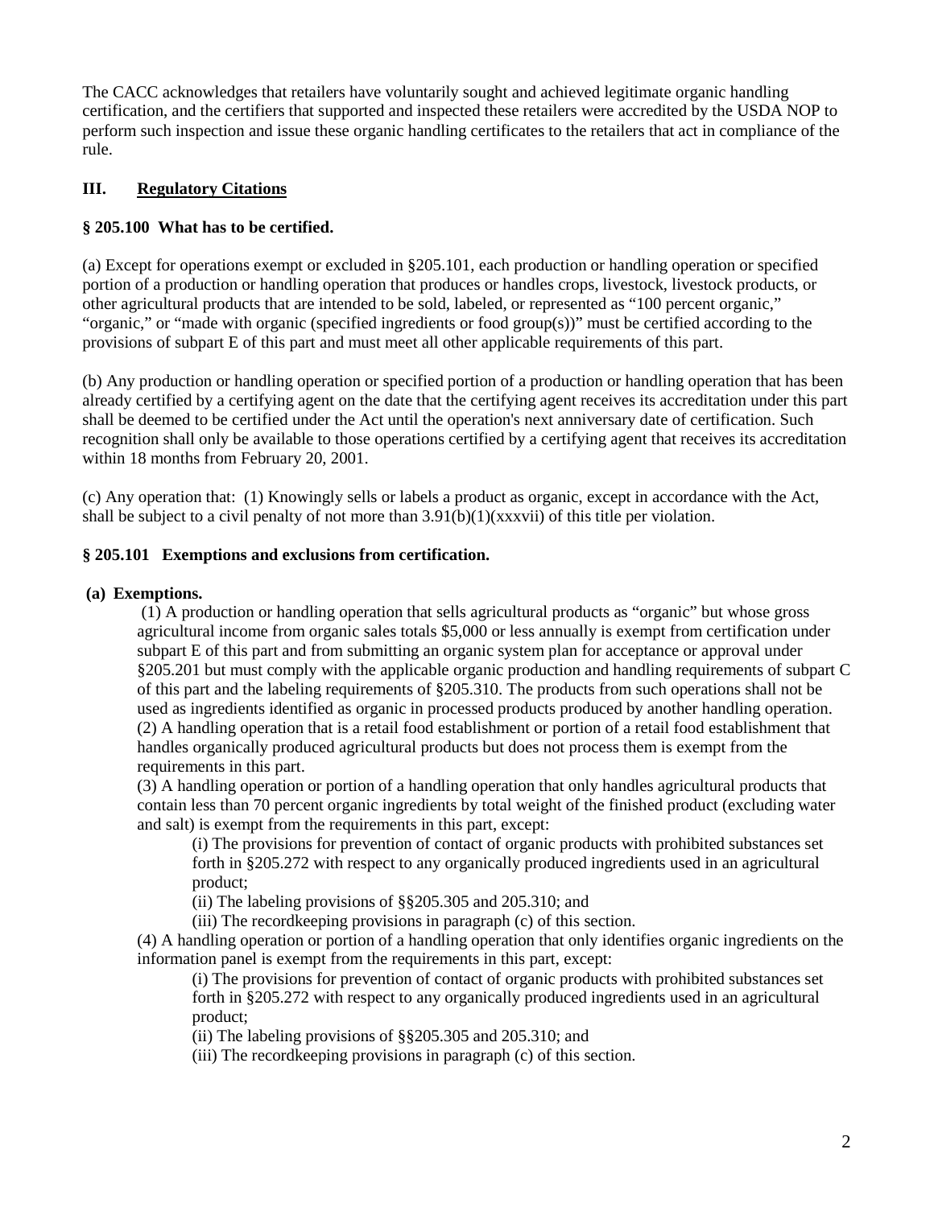The CACC acknowledges that retailers have voluntarily sought and achieved legitimate organic handling certification, and the certifiers that supported and inspected these retailers were accredited by the USDA NOP to perform such inspection and issue these organic handling certificates to the retailers that act in compliance of the rule.

## III. Regulatory Citations

### § 205.100 What has to be certified.

(a) Except for operations exempt or excluded in §205.101, each production or handling operation or specified portion of a production or handling operation that produces or handles crops, livestock, livestock products, or other agricultural products that are intended to be sold, labeled, or represented as "100 percent organic," "organic," or "made with organic (specified ingredients or food group(s))" must be certified according to the provisions of subpart E of this part and must meet all other applicable requirements of this part.

(b) Any production or handling operation or specified portion of a production or handling operation that has been already certified by a certifying agent on the date that the certifying agent receives its accreditation under this part shall be deemed to be certified under the Act until the operation's next anniversary date of certification. Such recognition shall only be available to those operations certified by a certifying agent that receives its accreditation within 18 months from February 20, 2001.

(c) Any operation that: (1) Knowingly sells or labels a product as organic, except in accordance with the Act, shall be subject to a civil penalty of not more than 3.91(b)(1)(xxxvii) of this title per violation.

### § 205.101 Exemptions and exclusions from certification.

**(a) Exemptions.**

(1) A production or handling operation that sells agricultural products as "organic" but whose gross agricultural income from organic sales totals $5,000 or less annually is exempt from certification under subpart E of this part and from submitting an organic system plan for acceptance or approval under §205.201 but must comply with the applicable organic production and handling requirements of subpart C of this part and the labeling requirements of §205.310. The products from such operations shall not be used as ingredients identified as organic in processed products produced by another handling operation.

(2) A handling operation that is a retail food establishment or portion of a retail food establishment that handles organically produced agricultural products but does not process them is exempt from the requirements in this part.

(3) A handling operation or portion of a handling operation that only handles agricultural products that contain less than 70 percent organic ingredients by total weight of the finished product (excluding water and salt) is exempt from the requirements in this part, except:

(i) The provisions for prevention of contact of organic products with prohibited substances set forth in §205.272 with respect to any organically produced ingredients used in an agricultural product;

(ii) The labeling provisions of §§205.305 and 205.310; and

(iii) The recordkeeping provisions in paragraph (c) of this section.

(4) A handling operation or portion of a handling operation that only identifies organic ingredients on the information panel is exempt from the requirements in this part, except:

(i) The provisions for prevention of contact of organic products with prohibited substances set forth in §205.272 with respect to any organically produced ingredients used in an agricultural product;

(ii) The labeling provisions of §§205.305 and 205.310; and

(iii) The recordkeeping provisions in paragraph (c) of this section.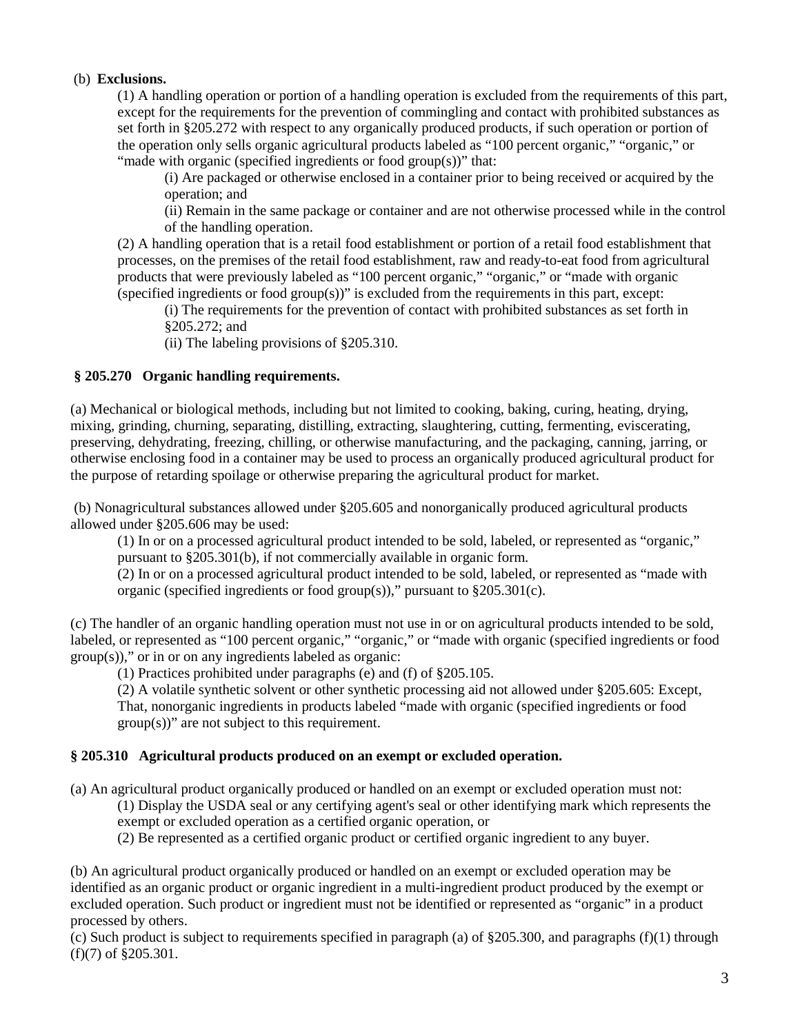(b) **Exclusions.**

(1) A handling operation or portion of a handling operation is excluded from the requirements of this part, except for the requirements for the prevention of commingling and contact with prohibited substances as set forth in §205.272 with respect to any organically produced products, if such operation or portion of the operation only sells organic agricultural products labeled as "100 percent organic," "organic," or "made with organic (specified ingredients or food group(s))" that:

(i) Are packaged or otherwise enclosed in a container prior to being received or acquired by the operation; and

(ii) Remain in the same package or container and are not otherwise processed while in the control of the handling operation.

(2) A handling operation that is a retail food establishment or portion of a retail food establishment that processes, on the premises of the retail food establishment, raw and ready-to-eat food from agricultural products that were previously labeled as "100 percent organic," "organic," or "made with organic (specified ingredients or food group(s))" is excluded from the requirements in this part, except:

(i) The requirements for the prevention of contact with prohibited substances as set forth in §205.272; and

(ii) The labeling provisions of §205.310.

### § 205.270 Organic handling requirements.

(a) Mechanical or biological methods, including but not limited to cooking, baking, curing, heating, drying, mixing, grinding, churning, separating, distilling, extracting, slaughtering, cutting, fermenting, eviscerating, preserving, dehydrating, freezing, chilling, or otherwise manufacturing, and the packaging, canning, jarring, or otherwise enclosing food in a container may be used to process an organically produced agricultural product for the purpose of retarding spoilage or otherwise preparing the agricultural product for market.

(b) Nonagricultural substances allowed under §205.605 and nonorganically produced agricultural products allowed under §205.606 may be used:

(1) In or on a processed agricultural product intended to be sold, labeled, or represented as "organic," pursuant to §205.301(b), if not commercially available in organic form.

(2) In or on a processed agricultural product intended to be sold, labeled, or represented as "made with organic (specified ingredients or food group(s))," pursuant to §205.301(c).

(c) The handler of an organic handling operation must not use in or on agricultural products intended to be sold, labeled, or represented as "100 percent organic," "organic," or "made with organic (specified ingredients or food group(s))," or in or on any ingredients labeled as organic:

(1) Practices prohibited under paragraphs (e) and (f) of §205.105.

(2) A volatile synthetic solvent or other synthetic processing aid not allowed under §205.605: Except, That, nonorganic ingredients in products labeled "made with organic (specified ingredients or food group(s))" are not subject to this requirement.

### § 205.310 Agricultural products produced on an exempt or excluded operation.

(a) An agricultural product organically produced or handled on an exempt or excluded operation must not:

(1) Display the USDA seal or any certifying agent's seal or other identifying mark which represents the exempt or excluded operation as a certified organic operation, or

(2) Be represented as a certified organic product or certified organic ingredient to any buyer.

(b) An agricultural product organically produced or handled on an exempt or excluded operation may be identified as an organic product or organic ingredient in a multi-ingredient product produced by the exempt or excluded operation. Such product or ingredient must not be identified or represented as "organic" in a product processed by others.

(c) Such product is subject to requirements specified in paragraph (a) of §205.300, and paragraphs (f)(1) through (f)(7) of §205.301.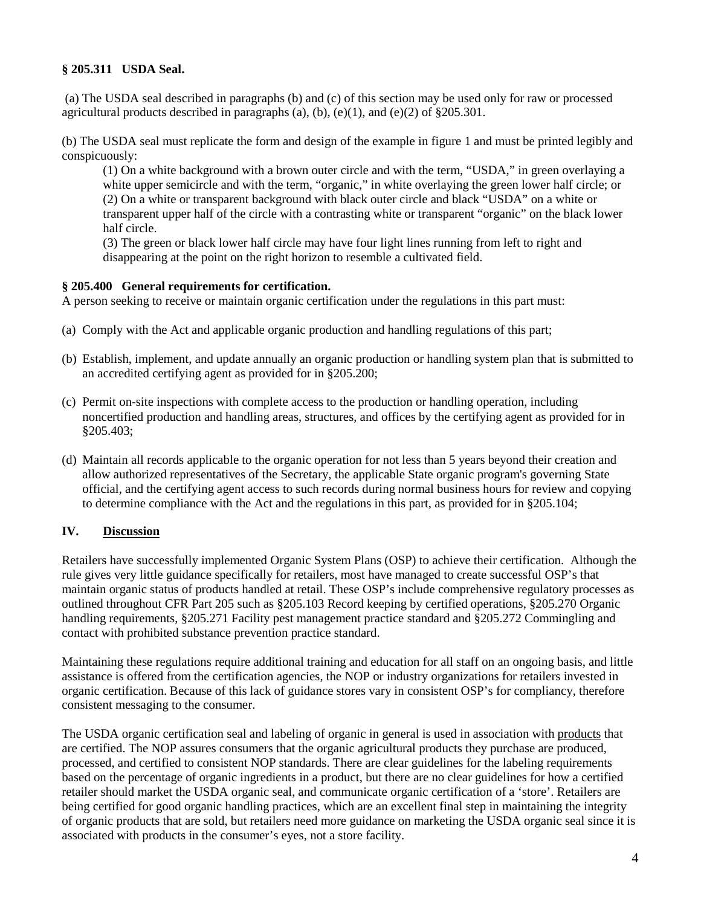**§ 205.311 USDA Seal.**

(a) The USDA seal described in paragraphs (b) and (c) of this section may be used only for raw or processed agricultural products described in paragraphs (a), (b), (e)(1), and (e)(2) of §205.301.

(b) The USDA seal must replicate the form and design of the example in figure 1 and must be printed legibly and conspicuously:

(1) On a white background with a brown outer circle and with the term, "USDA," in green overlaying a white upper semicircle and with the term, "organic," in white overlaying the green lower half circle; or
(2) On a white or transparent background with black outer circle and black "USDA" on a white or transparent upper half of the circle with a contrasting white or transparent "organic" on the black lower half circle.
(3) The green or black lower half circle may have four light lines running from left to right and disappearing at the point on the right horizon to resemble a cultivated field.

**§ 205.400 General requirements for certification.**

A person seeking to receive or maintain organic certification under the regulations in this part must:

(a) Comply with the Act and applicable organic production and handling regulations of this part;

(b) Establish, implement, and update annually an organic production or handling system plan that is submitted to an accredited certifying agent as provided for in §205.200;

(c) Permit on-site inspections with complete access to the production or handling operation, including noncertified production and handling areas, structures, and offices by the certifying agent as provided for in §205.403;

(d) Maintain all records applicable to the organic operation for not less than 5 years beyond their creation and allow authorized representatives of the Secretary, the applicable State organic program's governing State official, and the certifying agent access to such records during normal business hours for review and copying to determine compliance with the Act and the regulations in this part, as provided for in §205.104;

## IV. Discussion

Retailers have successfully implemented Organic System Plans (OSP) to achieve their certification. Although the rule gives very little guidance specifically for retailers, most have managed to create successful OSP's that maintain organic status of products handled at retail. These OSP's include comprehensive regulatory processes as outlined throughout CFR Part 205 such as §205.103 Record keeping by certified operations, §205.270 Organic handling requirements, §205.271 Facility pest management practice standard and §205.272 Commingling and contact with prohibited substance prevention practice standard.

Maintaining these regulations require additional training and education for all staff on an ongoing basis, and little assistance is offered from the certification agencies, the NOP or industry organizations for retailers invested in organic certification. Because of this lack of guidance stores vary in consistent OSP's for compliancy, therefore consistent messaging to the consumer.

The USDA organic certification seal and labeling of organic in general is used in association with products that are certified. The NOP assures consumers that the organic agricultural products they purchase are produced, processed, and certified to consistent NOP standards. There are clear guidelines for the labeling requirements based on the percentage of organic ingredients in a product, but there are no clear guidelines for how a certified retailer should market the USDA organic seal, and communicate organic certification of a 'store'. Retailers are being certified for good organic handling practices, which are an excellent final step in maintaining the integrity of organic products that are sold, but retailers need more guidance on marketing the USDA organic seal since it is associated with products in the consumer's eyes, not a store facility.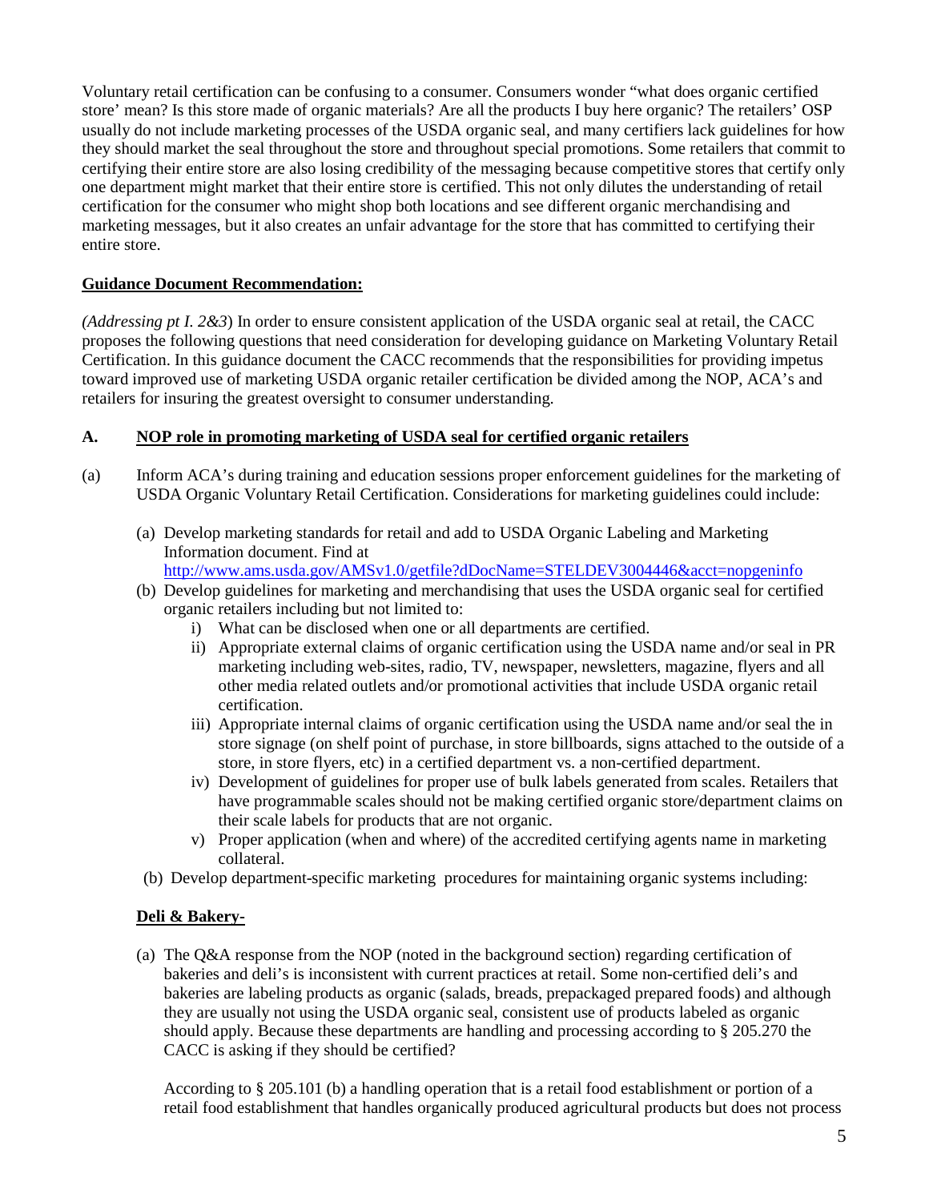Voluntary retail certification can be confusing to a consumer. Consumers wonder "what does organic certified store' mean? Is this store made of organic materials? Are all the products I buy here organic? The retailers' OSP usually do not include marketing processes of the USDA organic seal, and many certifiers lack guidelines for how they should market the seal throughout the store and throughout special promotions. Some retailers that commit to certifying their entire store are also losing credibility of the messaging because competitive stores that certify only one department might market that their entire store is certified. This not only dilutes the understanding of retail certification for the consumer who might shop both locations and see different organic merchandising and marketing messages, but it also creates an unfair advantage for the store that has committed to certifying their entire store.

**Guidance Document Recommendation:**

*(Addressing pt I. 2&3*) In order to ensure consistent application of the USDA organic seal at retail, the CACC proposes the following questions that need consideration for developing guidance on Marketing Voluntary Retail Certification. In this guidance document the CACC recommends that the responsibilities for providing impetus toward improved use of marketing USDA organic retailer certification be divided among the NOP, ACA's and retailers for insuring the greatest oversight to consumer understanding.

**A. NOP role in promoting marketing of USDA seal for certified organic retailers**

(a) Inform ACA's during training and education sessions proper enforcement guidelines for the marketing of USDA Organic Voluntary Retail Certification. Considerations for marketing guidelines could include:

  (a) Develop marketing standards for retail and add to USDA Organic Labeling and Marketing Information document. Find at http://www.ams.usda.gov/AMSv1.0/getfile?dDocName=STELDEV3004446&acct=nopgeninfo

  (b) Develop guidelines for marketing and merchandising that uses the USDA organic seal for certified organic retailers including but not limited to:

    i) What can be disclosed when one or all departments are certified.

    ii) Appropriate external claims of organic certification using the USDA name and/or seal in PR marketing including web-sites, radio, TV, newspaper, newsletters, magazine, flyers and all other media related outlets and/or promotional activities that include USDA organic retail certification.

    iii) Appropriate internal claims of organic certification using the USDA name and/or seal the in store signage (on shelf point of purchase, in store billboards, signs attached to the outside of a store, in store flyers, etc) in a certified department vs. a non-certified department.

    iv) Development of guidelines for proper use of bulk labels generated from scales. Retailers that have programmable scales should not be making certified organic store/department claims on their scale labels for products that are not organic.

    v) Proper application (when and where) of the accredited certifying agents name in marketing collateral.

  (b) Develop department-specific marketing procedures for maintaining organic systems including:

**Deli & Bakery-**

(a) The Q&A response from the NOP (noted in the background section) regarding certification of bakeries and deli's is inconsistent with current practices at retail. Some non-certified deli's and bakeries are labeling products as organic (salads, breads, prepackaged prepared foods) and although they are usually not using the USDA organic seal, consistent use of products labeled as organic should apply. Because these departments are handling and processing according to § 205.270 the CACC is asking if they should be certified?

According to § 205.101 (b) a handling operation that is a retail food establishment or portion of a retail food establishment that handles organically produced agricultural products but does not process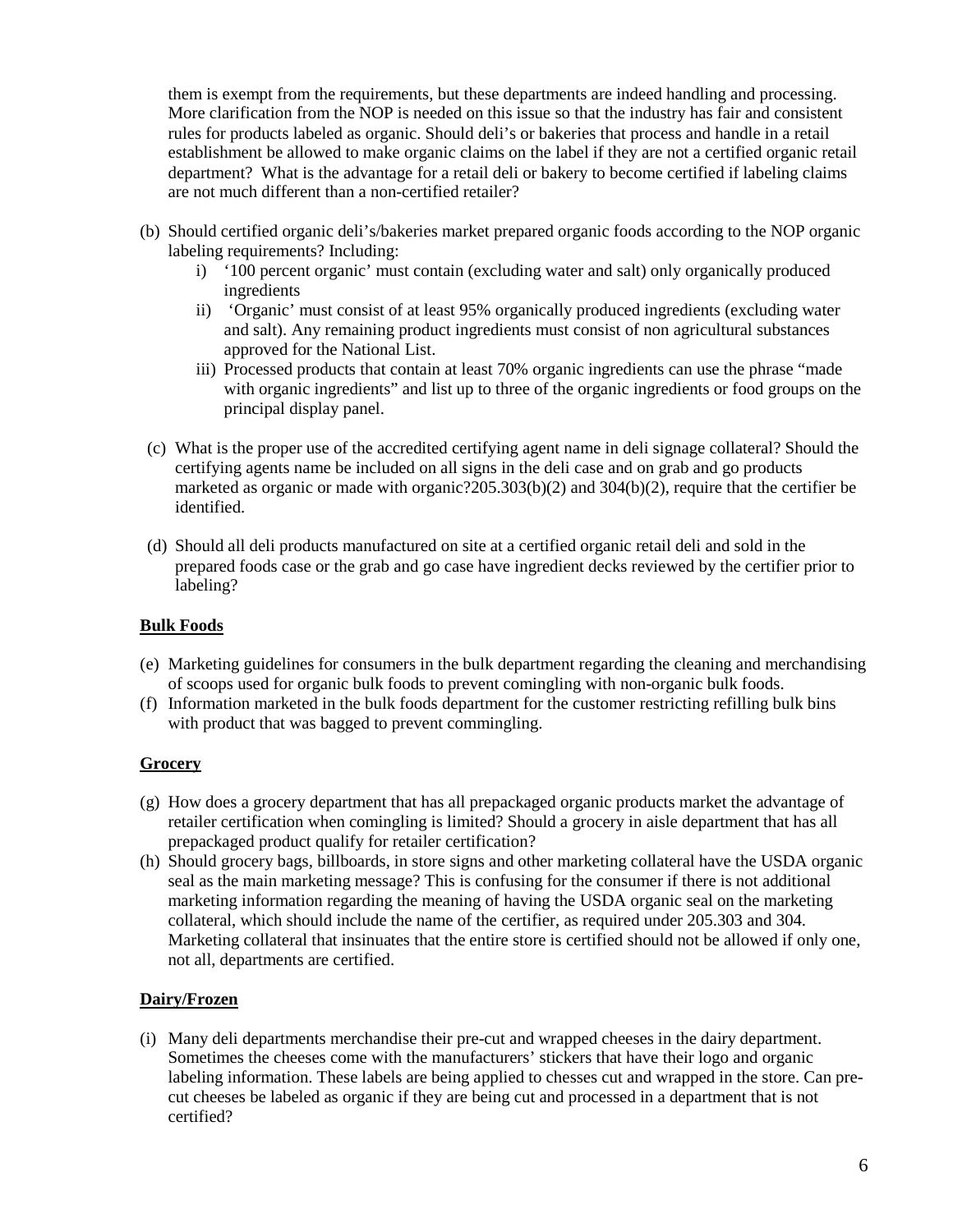them is exempt from the requirements, but these departments are indeed handling and processing. More clarification from the NOP is needed on this issue so that the industry has fair and consistent rules for products labeled as organic. Should deli's or bakeries that process and handle in a retail establishment be allowed to make organic claims on the label if they are not a certified organic retail department? What is the advantage for a retail deli or bakery to become certified if labeling claims are not much different than a non-certified retailer?

(b) Should certified organic deli's/bakeries market prepared organic foods according to the NOP organic labeling requirements? Including:

   i) '100 percent organic' must contain (excluding water and salt) only organically produced ingredients
   
   ii) 'Organic' must consist of at least 95% organically produced ingredients (excluding water and salt). Any remaining product ingredients must consist of non agricultural substances approved for the National List.
   
   iii) Processed products that contain at least 70% organic ingredients can use the phrase "made with organic ingredients" and list up to three of the organic ingredients or food groups on the principal display panel.

(c) What is the proper use of the accredited certifying agent name in deli signage collateral? Should the certifying agents name be included on all signs in the deli case and on grab and go products marketed as organic or made with organic?205.303(b)(2) and 304(b)(2), require that the certifier be identified.

(d) Should all deli products manufactured on site at a certified organic retail deli and sold in the prepared foods case or the grab and go case have ingredient decks reviewed by the certifier prior to labeling?

**Bulk Foods**

(e) Marketing guidelines for consumers in the bulk department regarding the cleaning and merchandising of scoops used for organic bulk foods to prevent comingling with non-organic bulk foods.

(f) Information marketed in the bulk foods department for the customer restricting refilling bulk bins with product that was bagged to prevent commingling.

**Grocery**

(g) How does a grocery department that has all prepackaged organic products market the advantage of retailer certification when comingling is limited? Should a grocery in aisle department that has all prepackaged product qualify for retailer certification?

(h) Should grocery bags, billboards, in store signs and other marketing collateral have the USDA organic seal as the main marketing message? This is confusing for the consumer if there is not additional marketing information regarding the meaning of having the USDA organic seal on the marketing collateral, which should include the name of the certifier, as required under 205.303 and 304. Marketing collateral that insinuates that the entire store is certified should not be allowed if only one, not all, departments are certified.

**Dairy/Frozen**

(i) Many deli departments merchandise their pre-cut and wrapped cheeses in the dairy department. Sometimes the cheeses come with the manufacturers' stickers that have their logo and organic labeling information. These labels are being applied to chesses cut and wrapped in the store. Can pre-cut cheeses be labeled as organic if they are being cut and processed in a department that is not certified?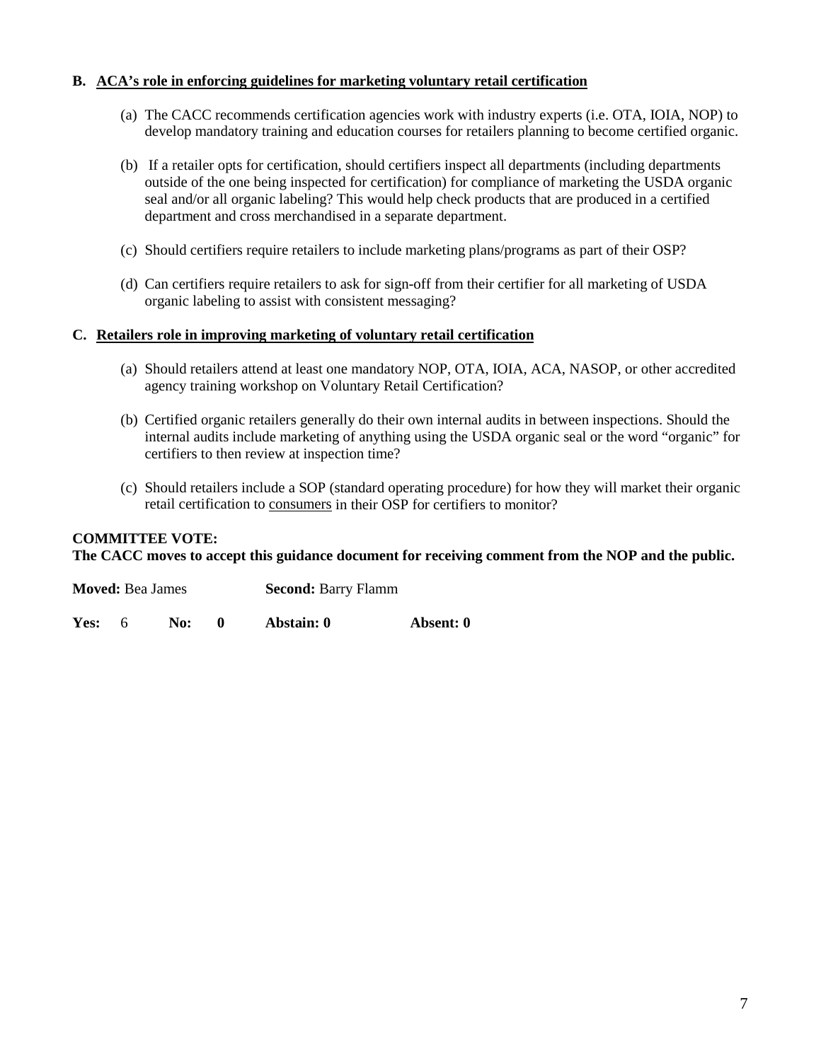**B. <u>ACA's role in enforcing guidelines for marketing voluntary retail certification</u>**

(a) The CACC recommends certification agencies work with industry experts (i.e. OTA, IOIA, NOP) to develop mandatory training and education courses for retailers planning to become certified organic.

(b) If a retailer opts for certification, should certifiers inspect all departments (including departments outside of the one being inspected for certification) for compliance of marketing the USDA organic seal and/or all organic labeling? This would help check products that are produced in a certified department and cross merchandised in a separate department.

(c) Should certifiers require retailers to include marketing plans/programs as part of their OSP?

(d) Can certifiers require retailers to ask for sign-off from their certifier for all marketing of USDA organic labeling to assist with consistent messaging?

**C. <u>Retailers role in improving marketing of voluntary retail certification</u>**

(a) Should retailers attend at least one mandatory NOP, OTA, IOIA, ACA, NASOP, or other accredited agency training workshop on Voluntary Retail Certification?

(b) Certified organic retailers generally do their own internal audits in between inspections. Should the internal audits include marketing of anything using the USDA organic seal or the word "organic" for certifiers to then review at inspection time?

(c) Should retailers include a SOP (standard operating procedure) for how they will market their organic retail certification to <u>consumers</u> in their OSP for certifiers to monitor?

**COMMITTEE VOTE:**
**The CACC moves to accept this guidance document for receiving comment from the NOP and the public.**

**Moved:** Bea James **Second:** Barry Flamm

**Yes:** 6 **No: 0** **Abstain: 0** **Absent: 0**